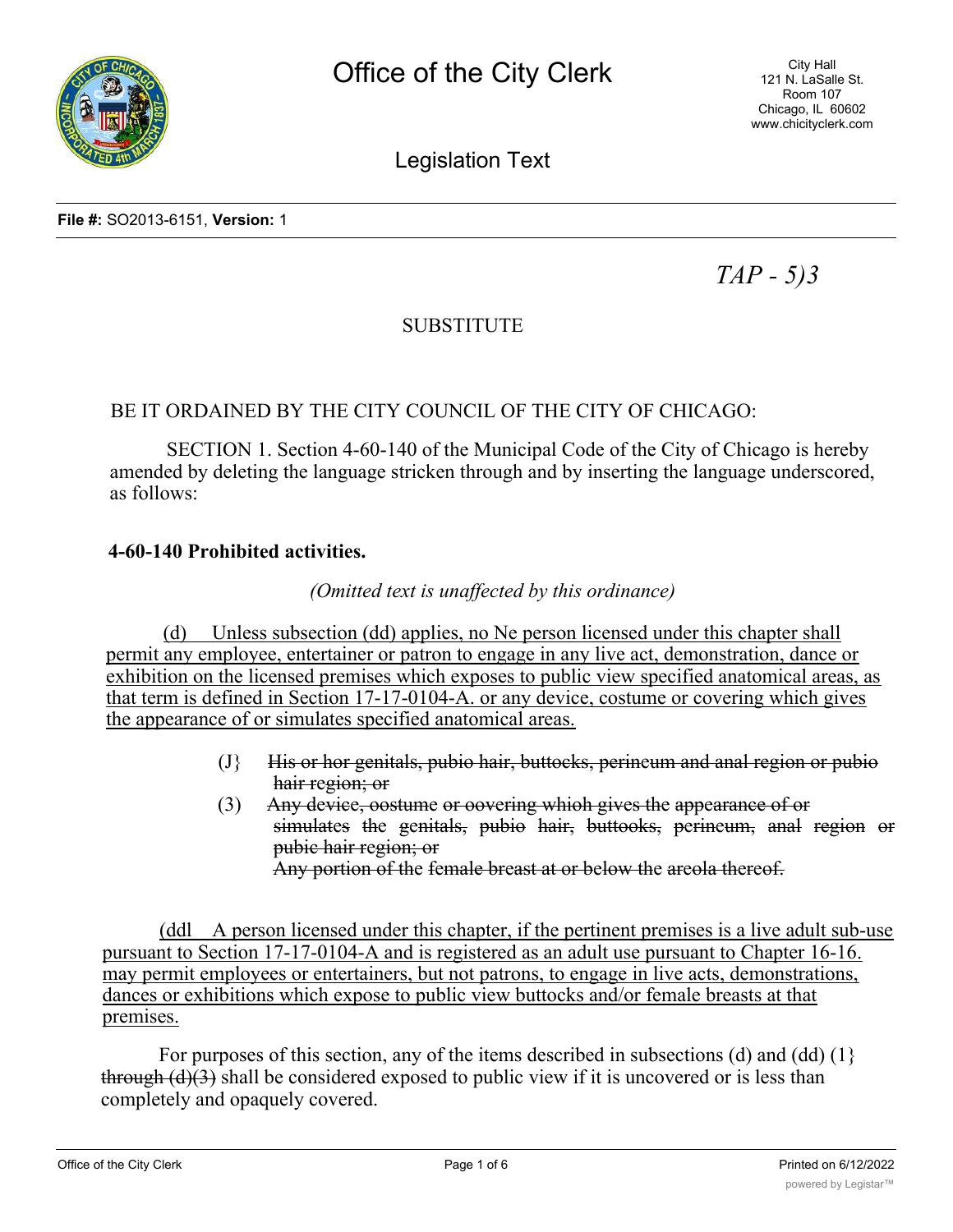# Office of the City Clerk

City Hall
121 N. LaSalle St.
Room 107
Chicago, IL 60602
www.chicityclerk.com

## Legislation Text

**File #:** SO2013-6151, **Version:** 1

*TAP - 5)3*

SUBSTITUTE

BE IT ORDAINED BY THE CITY COUNCIL OF THE CITY OF CHICAGO:

SECTION 1. Section 4-60-140 of the Municipal Code of the City of Chicago is hereby amended by deleting the language stricken through and by inserting the language underscored, as follows:

**4-60-140 Prohibited activities.**

*(Omitted text is unaffected by this ordinance)*

<u>(d) Unless subsection (dd) applies, no</u> ~~Ne~~ person licensed under this chapter shall permit any employee, entertainer or patron to engage in any live act, demonstration, dance or exhibition on the licensed premises which exposes to public view <u>specified anatomical areas, as that term is defined in Section 17-17-0104-A. or any device, costume or covering which gives the appearance of or simulates specified anatomical areas.</u>

(J} ~~His or hor genitals, pubio hair, buttocks, perineum and anal region or pubio hair region; or~~

(3) ~~Any device, oostume or oovering whioh gives the appearance of or simulates the genitals, pubio hair, buttooks, perineum, anal region or pubic hair region; or~~
~~Any portion of the female breast at or below the areola thereof.~~

<u>(ddl A person licensed under this chapter, if the pertinent premises is a live adult sub-use pursuant to Section 17-17-0104-A and is registered as an adult use pursuant to Chapter 16-16. may permit employees or entertainers, but not patrons, to engage in live acts, demonstrations, dances or exhibitions which expose to public view buttocks and/or female breasts at that premises.</u>

For purposes of this section, any of the items described in subsections (d) and (dd) (1} ~~through (d)(3)~~ shall be considered exposed to public view if it is uncovered or is less than completely and opaquely covered.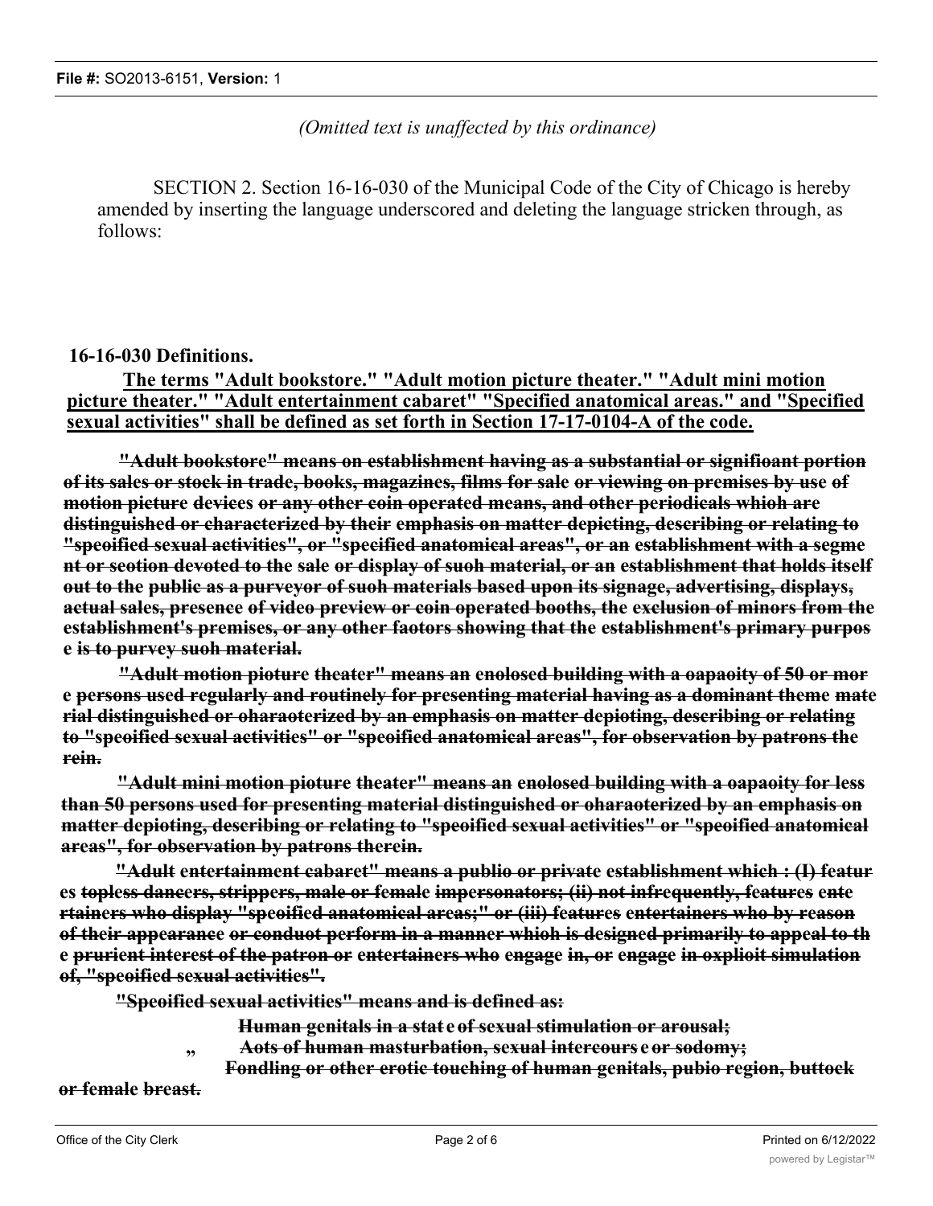*(Omitted text is unaffected by this ordinance)*

SECTION 2. Section 16-16-030 of the Municipal Code of the City of Chicago is hereby amended by inserting the language underscored and deleting the language stricken through, as follows:

**16-16-030 Definitions.**

<u>**The terms "Adult bookstore." "Adult motion picture theater." "Adult mini motion picture theater." "Adult entertainment cabaret" "Specified anatomical areas." and "Specified sexual activities" shall be defined as set forth in Section 17-17-0104-A of the code.**</u>

~~**"Adult bookstore" means on establishment having as a substantial or signifioant portion of its sales or stock in trade, books, magazines, films for sale or viewing on premises by use of motion picture devices or any other coin operated means, and other periodicals whioh are distinguished or characterized by their emphasis on matter depicting, describing or relating to "speoified sexual activities", or "specified anatomical areas", or an establishment with a segme nt or seotion devoted to the sale or display of suoh material, or an establishment that holds itself out to the public as a purveyor of suoh materials based upon its signage, advertising, displays, actual sales, presence of video preview or coin operated booths, the exclusion of minors from the establishment's premises, or any other faotors showing that the establishment's primary purpos e is to purvey suoh material.**~~

~~**"Adult motion pioture theater" means an enolosed building with a oapaoity of 50 or mor e persons used regularly and routinely for presenting material having as a dominant theme mate rial distinguished or oharaoterized by an emphasis on matter depioting, describing or relating to "speoified sexual activities" or "speoified anatomical areas", for observation by patrons the rein.**~~

~~**"Adult mini motion pioture theater" means an enolosed building with a oapaoity for less than 50 persons used for presenting material distinguished or oharaoterized by an emphasis on matter depioting, describing or relating to "speoified sexual activities" or "speoified anatomical areas", for observation by patrons therein.**~~

~~**"Adult entertainment cabaret" means a publio or private establishment which : (I) featur es topless dancers, strippers, male or female impersonators; (ii) not infrequently, features ente rtainers who display "speoified anatomical areas;" or (iii) features entertainers who by reason of their appearance or conduot perform in a manner whioh is designed primarily to appeal to th e prurient interest of the patron or entertainers who engage in, or engage in oxplioit simulation of, "speoified sexual activities".**~~

~~**"Speoified sexual activities" means and is defined as:**~~

~~**Human genitals in a stat e of sexual stimulation or arousal;**~~

~~**Aots of human masturbation, sexual intercours e or sodomy;**~~

~~**Fondling or other erotic touching of human genitals, pubio region, buttock or female breast.**~~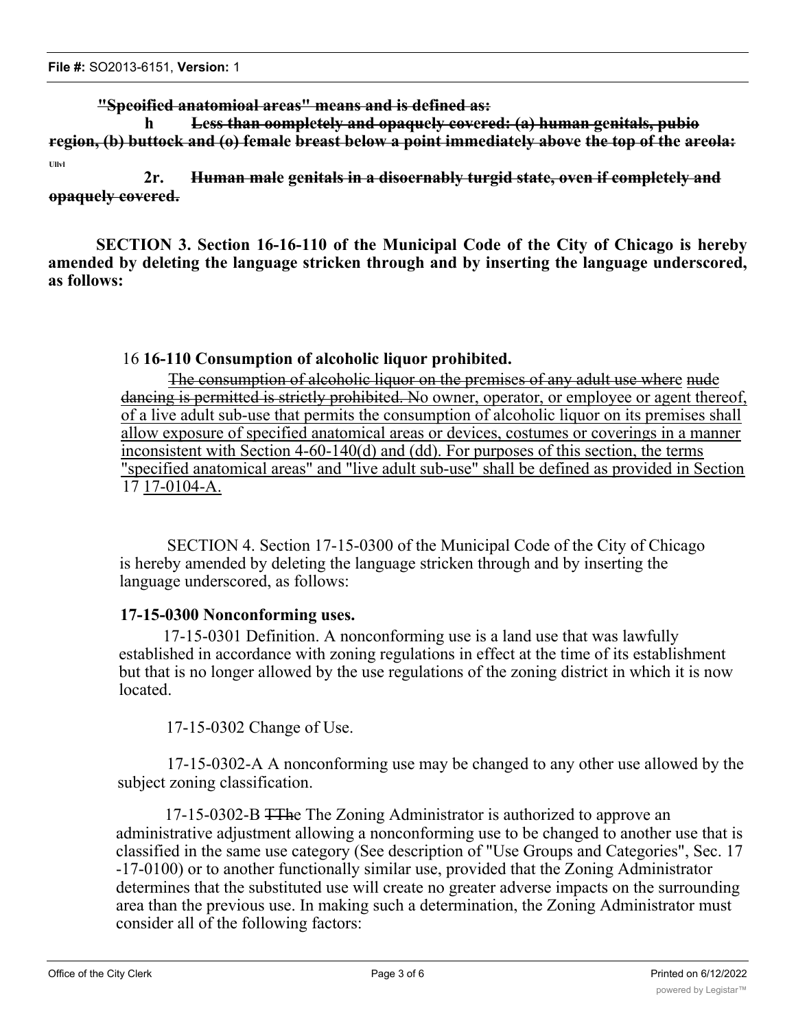~~**"Speoified anatomioal areas" means and is defined as:**~~

**h** ~~**Less than oompletely and opaquely covered: (a) human genitals, pubio region, (b) buttock and (o) female breast below a point immediately above the top of the areola:**~~

Ullvl

**2r.** ~~**Human male genitals in a disoernably turgid state, oven if completely and opaquely covered.**~~

**SECTION 3. Section 16-16-110 of the Municipal Code of the City of Chicago is hereby amended by deleting the language stricken through and by inserting the language underscored, as follows:**

16 **16-110 Consumption of alcoholic liquor prohibited.**

~~The consumption of alcoholic liquor on the premises of any adult use where~~ <u>nude</u> ~~dancing is permitted is strictly prohibited. N~~o owner, operator, or employee or agent thereof, <u>of a live adult sub-use that permits the consumption of alcoholic liquor on its premises shall allow exposure of specified anatomical areas or devices, costumes or coverings in a manner inconsistent with Section 4-60-140(d) and (dd). For purposes of this section, the terms "specified anatomical areas" and "live adult sub-use" shall be defined as provided in Section</u> 17 <u>17-0104-A.</u>

SECTION 4. Section 17-15-0300 of the Municipal Code of the City of Chicago is hereby amended by deleting the language stricken through and by inserting the language underscored, as follows:

**17-15-0300 Nonconforming uses.**

17-15-0301 Definition. A nonconforming use is a land use that was lawfully established in accordance with zoning regulations in effect at the time of its establishment but that is no longer allowed by the use regulations of the zoning district in which it is now located.

17-15-0302 Change of Use.

17-15-0302-A A nonconforming use may be changed to any other use allowed by the subject zoning classification.

17-15-0302-B ~~TThe~~ The Zoning Administrator is authorized to approve an administrative adjustment allowing a nonconforming use to be changed to another use that is classified in the same use category (See description of "Use Groups and Categories", Sec. 17 -17-0100) or to another functionally similar use, provided that the Zoning Administrator determines that the substituted use will create no greater adverse impacts on the surrounding area than the previous use. In making such a determination, the Zoning Administrator must consider all of the following factors: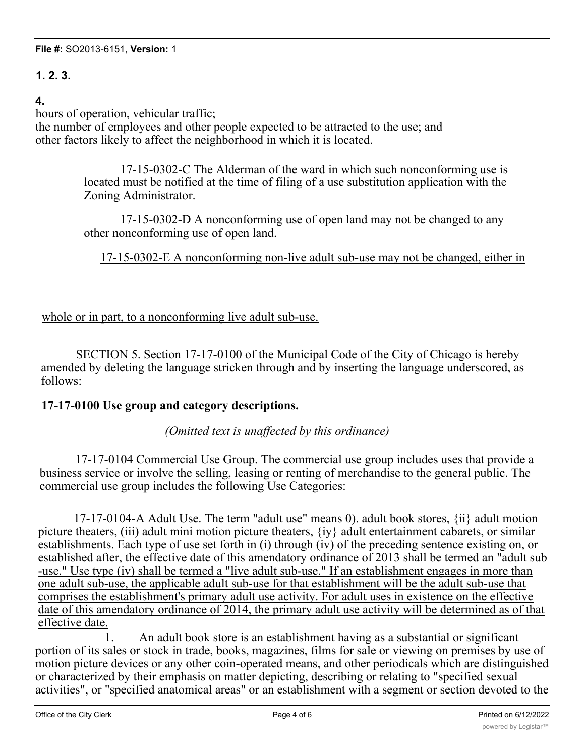**1. 2. 3.**

**4.**

hours of operation, vehicular traffic;
the number of employees and other people expected to be attracted to the use; and
other factors likely to affect the neighborhood in which it is located.

17-15-0302-C The Alderman of the ward in which such nonconforming use is located must be notified at the time of filing of a use substitution application with the Zoning Administrator.

17-15-0302-D A nonconforming use of open land may not be changed to any other nonconforming use of open land.

<u>17-15-0302-E A nonconforming non-live adult sub-use may not be changed, either in whole or in part, to a nonconforming live adult sub-use.</u>

SECTION 5. Section 17-17-0100 of the Municipal Code of the City of Chicago is hereby amended by deleting the language stricken through and by inserting the language underscored, as follows:

**17-17-0100 Use group and category descriptions.**

*(Omitted text is unaffected by this ordinance)*

17-17-0104 Commercial Use Group. The commercial use group includes uses that provide a business service or involve the selling, leasing or renting of merchandise to the general public. The commercial use group includes the following Use Categories:

<u>17-17-0104-A Adult Use. The term "adult use" means 0). adult book stores, {ii} adult motion picture theaters, (iii) adult mini motion picture theaters, {iy} adult entertainment cabarets, or similar establishments. Each type of use set forth in (i) through (iv) of the preceding sentence existing on, or established after, the effective date of this amendatory ordinance of 2013 shall be termed an "adult sub -use." Use type (iv) shall be termed a "live adult sub-use." If an establishment engages in more than one adult sub-use, the applicable adult sub-use for that establishment will be the adult sub-use that comprises the establishment's primary adult use activity. For adult uses in existence on the effective date of this amendatory ordinance of 2014, the primary adult use activity will be determined as of that effective date.</u>

1. An adult book store is an establishment having as a substantial or significant portion of its sales or stock in trade, books, magazines, films for sale or viewing on premises by use of motion picture devices or any other coin-operated means, and other periodicals which are distinguished or characterized by their emphasis on matter depicting, describing or relating to "specified sexual activities", or "specified anatomical areas" or an establishment with a segment or section devoted to the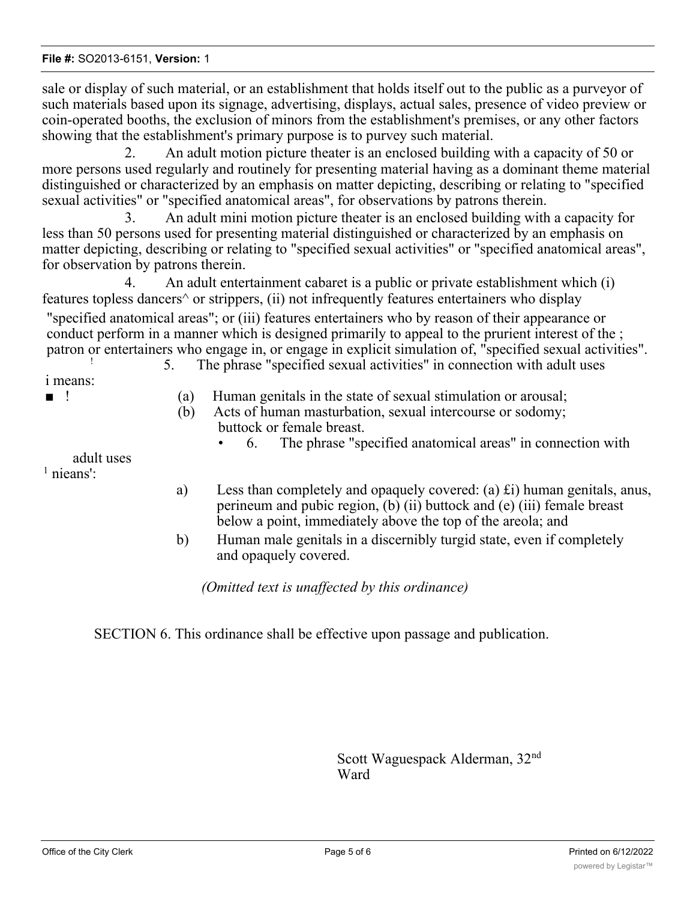sale or display of such material, or an establishment that holds itself out to the public as a purveyor of such materials based upon its signage, advertising, displays, actual sales, presence of video preview or coin-operated booths, the exclusion of minors from the establishment's premises, or any other factors showing that the establishment's primary purpose is to purvey such material.

2. An adult motion picture theater is an enclosed building with a capacity of 50 or more persons used regularly and routinely for presenting material having as a dominant theme material distinguished or characterized by an emphasis on matter depicting, describing or relating to "specified sexual activities" or "specified anatomical areas", for observations by patrons therein.

3. An adult mini motion picture theater is an enclosed building with a capacity for less than 50 persons used for presenting material distinguished or characterized by an emphasis on matter depicting, describing or relating to "specified sexual activities" or "specified anatomical areas", for observation by patrons therein.

4. An adult entertainment cabaret is a public or private establishment which (i) features topless dancers^ or strippers, (ii) not infrequently features entertainers who display "specified anatomical areas"; or (iii) features entertainers who by reason of their appearance or conduct perform in a manner which is designed primarily to appeal to the prurient interest of the ; patron or entertainers who engage in, or engage in explicit simulation of, "specified sexual activities".

! 5. The phrase "specified sexual activities" in connection with adult uses i means:

■ ! (a) Human genitals in the state of sexual stimulation or arousal;

(b) Acts of human masturbation, sexual intercourse or sodomy; buttock or female breast.

• 6. The phrase "specified anatomical areas" in connection with adult uses [1] nieans':

a) Less than completely and opaquely covered: (a) £i) human genitals, anus, perineum and pubic region, (b) (ii) buttock and (e) (iii) female breast below a point, immediately above the top of the areola; and

b) Human male genitals in a discernibly turgid state, even if completely and opaquely covered.

*(Omitted text is unaffected by this ordinance)*

SECTION 6. This ordinance shall be effective upon passage and publication.

Scott Waguespack Alderman, 32nd Ward